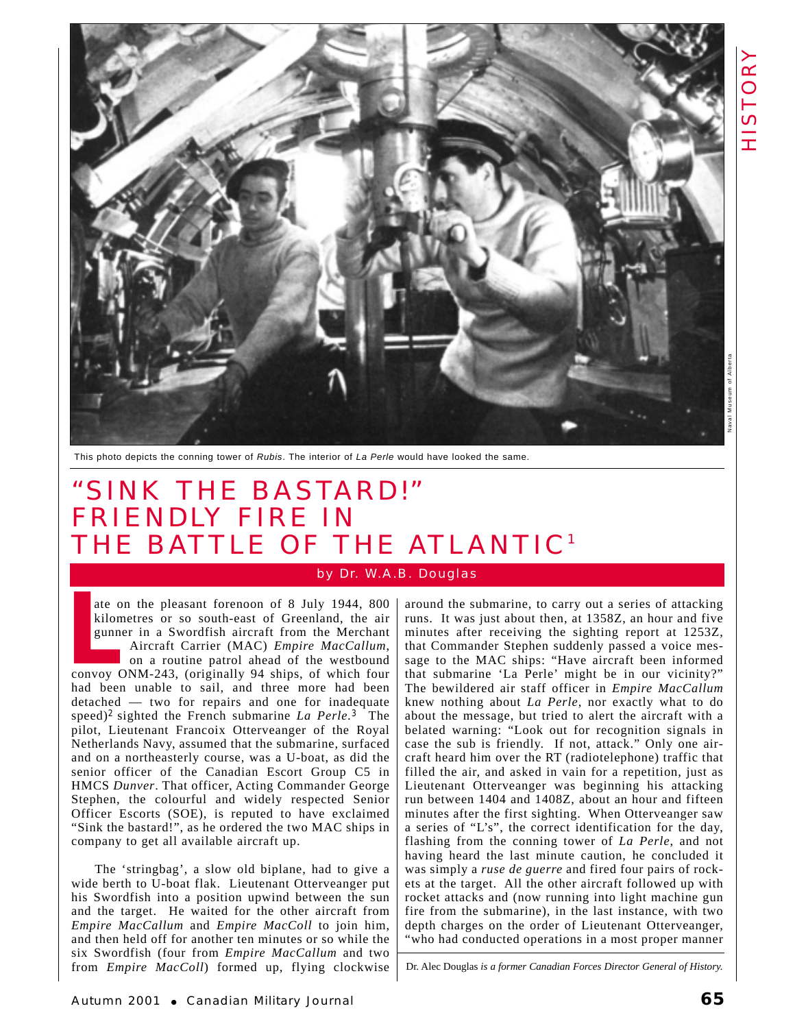This photo depicts the conning tower of *Rubis*. The interior of *La Perle* would have looked the same.

# "SINK THE BASTARD!" FRIENDLY FIRE IN THE BATTLE OF THE ATLANTIC[1]

by Dr. W.A.B. Douglas

Late on the pleasant forenoon of 8 July 1944, 800 kilometres or so south-east of Greenland, the air gunner in a Swordfish aircraft from the Merchant Aircraft Carrier (MAC) *Empire MacCallum*, on a routine patrol ahead of the westbound convoy ONM-243, (originally 94 ships, of which four had been unable to sail, and three more had been detached — two for repairs and one for inadequate speed)[2] sighted the French submarine *La Perle*.[3] The pilot, Lieutenant Francoix Otterveanger of the Royal Netherlands Navy, assumed that the submarine, surfaced and on a northeasterly course, was a U-boat, as did the senior officer of the Canadian Escort Group C5 in HMCS *Dunver*. That officer, Acting Commander George Stephen, the colourful and widely respected Senior Officer Escorts (SOE), is reputed to have exclaimed "Sink the bastard!", as he ordered the two MAC ships in company to get all available aircraft up.

The 'stringbag', a slow old biplane, had to give a wide berth to U-boat flak. Lieutenant Otterveanger put his Swordfish into a position upwind between the sun and the target. He waited for the other aircraft from *Empire MacCallum* and *Empire MacColl* to join him, and then held off for another ten minutes or so while the six Swordfish (four from *Empire MacCallum* and two from *Empire MacColl*) formed up, flying clockwise around the submarine, to carry out a series of attacking runs. It was just about then, at 1358Z, an hour and five minutes after receiving the sighting report at 1253Z, that Commander Stephen suddenly passed a voice message to the MAC ships: "Have aircraft been informed that submarine 'La Perle' might be in our vicinity?" The bewildered air staff officer in *Empire MacCallum* knew nothing about *La Perle*, nor exactly what to do about the message, but tried to alert the aircraft with a belated warning: "Look out for recognition signals in case the sub is friendly. If not, attack." Only one aircraft heard him over the RT (radiotelephone) traffic that filled the air, and asked in vain for a repetition, just as Lieutenant Otterveanger was beginning his attacking run between 1404 and 1408Z, about an hour and fifteen minutes after the first sighting. When Otterveanger saw a series of "L's", the correct identification for the day, flashing from the conning tower of *La Perle*, and not having heard the last minute caution, he concluded it was simply a *ruse de guerre* and fired four pairs of rockets at the target. All the other aircraft followed up with rocket attacks and (now running into light machine gun fire from the submarine), in the last instance, with two depth charges on the order of Lieutenant Otterveanger, "who had conducted operations in a most proper manner

Dr. Alec Douglas *is a former Canadian Forces Director General of History.*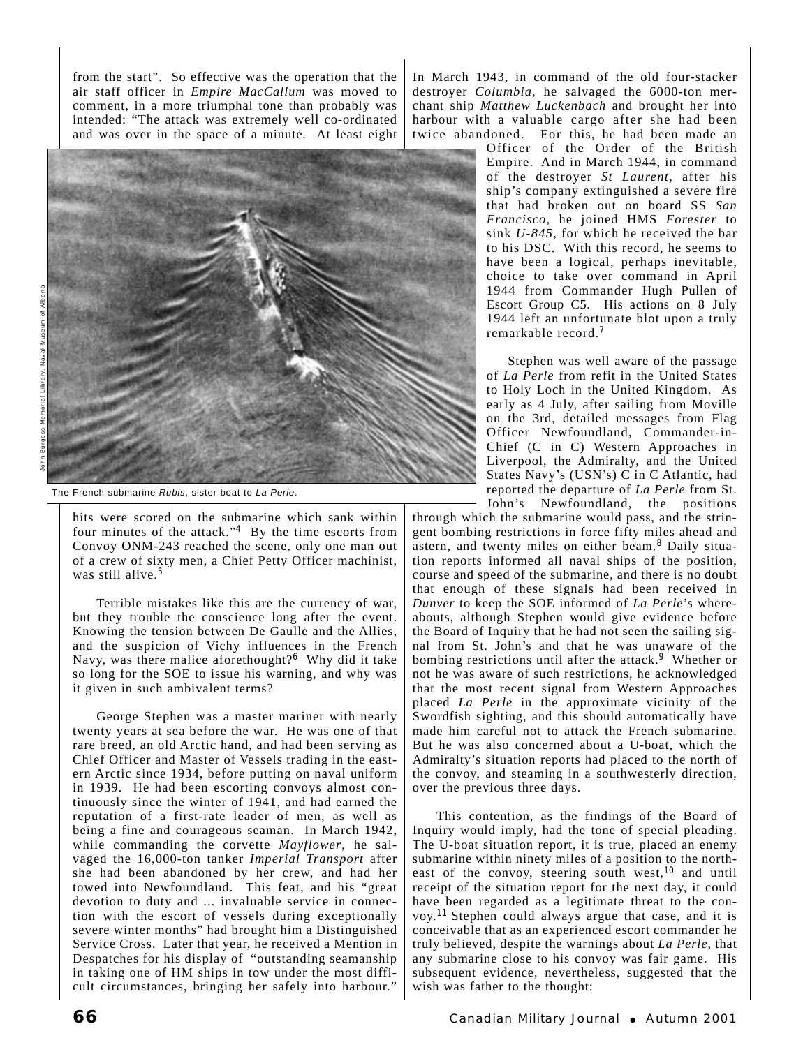from the start". So effective was the operation that the air staff officer in *Empire MacCallum* was moved to comment, in a more triumphal tone than probably was intended: "The attack was extremely well co-ordinated and was over in the space of a minute. At least eight hits were scored on the submarine which sank within four minutes of the attack."[4] By the time escorts from Convoy ONM-243 reached the scene, only one man out of a crew of sixty men, a Chief Petty Officer machinist, was still alive.[5]

John Burgess Memorial Library, Naval Museum of Alberta

The French submarine *Rubis*, sister boat to *La Perle*.

Terrible mistakes like this are the currency of war, but they trouble the conscience long after the event. Knowing the tension between De Gaulle and the Allies, and the suspicion of Vichy influences in the French Navy, was there malice aforethought?[6] Why did it take so long for the SOE to issue his warning, and why was it given in such ambivalent terms?

George Stephen was a master mariner with nearly twenty years at sea before the war. He was one of that rare breed, an old Arctic hand, and had been serving as Chief Officer and Master of Vessels trading in the eastern Arctic since 1934, before putting on naval uniform in 1939. He had been escorting convoys almost continuously since the winter of 1941, and had earned the reputation of a first-rate leader of men, as well as being a fine and courageous seaman. In March 1942, while commanding the corvette *Mayflower*, he salvaged the 16,000-ton tanker *Imperial Transport* after she had been abandoned by her crew, and had her towed into Newfoundland. This feat, and his "great devotion to duty and ... invaluable service in connection with the escort of vessels during exceptionally severe winter months" had brought him a Distinguished Service Cross. Later that year, he received a Mention in Despatches for his display of "outstanding seamanship in taking one of HM ships in tow under the most difficult circumstances, bringing her safely into harbour." In March 1943, in command of the old four-stacker destroyer *Columbia*, he salvaged the 6000-ton merchant ship *Matthew Luckenbach* and brought her into harbour with a valuable cargo after she had been twice abandoned. For this, he had been made an Officer of the Order of the British Empire. And in March 1944, in command of the destroyer *St Laurent*, after his ship's company extinguished a severe fire that had broken out on board SS *San Francisco*, he joined HMS *Forester* to sink *U-845*, for which he received the bar to his DSC. With this record, he seems to have been a logical, perhaps inevitable, choice to take over command in April 1944 from Commander Hugh Pullen of Escort Group C5. His actions on 8 July 1944 left an unfortunate blot upon a truly remarkable record.[7]

Stephen was well aware of the passage of *La Perle* from refit in the United States to Holy Loch in the United Kingdom. As early as 4 July, after sailing from Moville on the 3rd, detailed messages from Flag Officer Newfoundland, Commander-in-Chief (C in C) Western Approaches in Liverpool, the Admiralty, and the United States Navy's (USN's) C in C Atlantic, had reported the departure of *La Perle* from St. John's Newfoundland, the positions through which the submarine would pass, and the stringent bombing restrictions in force fifty miles ahead and astern, and twenty miles on either beam.[8] Daily situation reports informed all naval ships of the position, course and speed of the submarine, and there is no doubt that enough of these signals had been received in *Dunver* to keep the SOE informed of *La Perle*'s whereabouts, although Stephen would give evidence before the Board of Inquiry that he had not seen the sailing signal from St. John's and that he was unaware of the bombing restrictions until after the attack.[9] Whether or not he was aware of such restrictions, he acknowledged that the most recent signal from Western Approaches placed *La Perle* in the approximate vicinity of the Swordfish sighting, and this should automatically have made him careful not to attack the French submarine. But he was also concerned about a U-boat, which the Admiralty's situation reports had placed to the north of the convoy, and steaming in a southwesterly direction, over the previous three days.

This contention, as the findings of the Board of Inquiry would imply, had the tone of special pleading. The U-boat situation report, it is true, placed an enemy submarine within ninety miles of a position to the northeast of the convoy, steering south west,[10] and until receipt of the situation report for the next day, it could have been regarded as a legitimate threat to the convoy.[11] Stephen could always argue that case, and it is conceivable that as an experienced escort commander he truly believed, despite the warnings about *La Perle*, that any submarine close to his convoy was fair game. His subsequent evidence, nevertheless, suggested that the wish was father to the thought: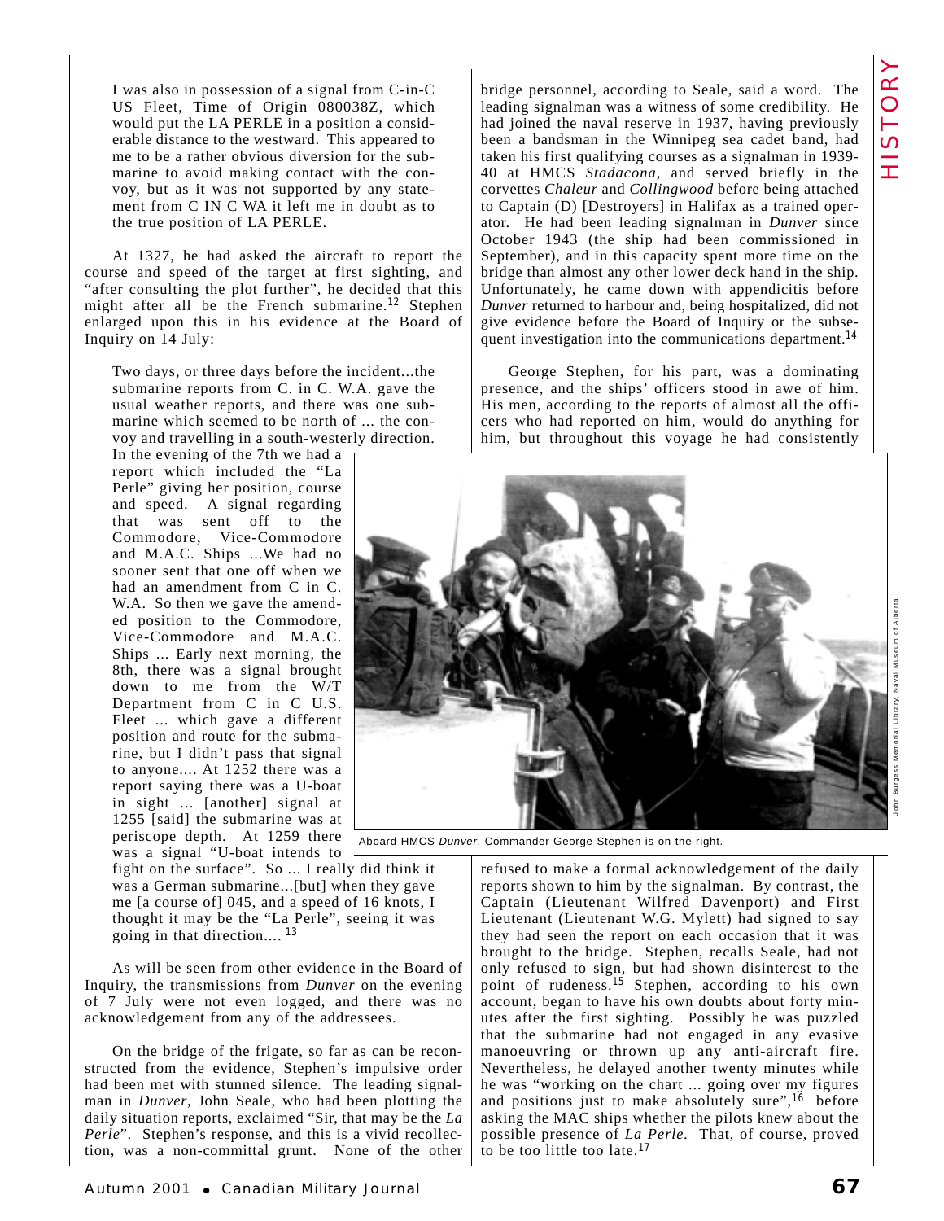> I was also in possession of a signal from C-in-C US Fleet, Time of Origin 080038Z, which would put the LA PERLE in a position a considerable distance to the westward. This appeared to me to be a rather obvious diversion for the submarine to avoid making contact with the convoy, but as it was not supported by any statement from C IN C WA it left me in doubt as to the true position of LA PERLE.

At 1327, he had asked the aircraft to report the course and speed of the target at first sighting, and "after consulting the plot further", he decided that this might after all be the French submarine.[12] Stephen enlarged upon this in his evidence at the Board of Inquiry on 14 July:

> Two days, or three days before the incident...the submarine reports from C. in C. W.A. gave the usual weather reports, and there was one submarine which seemed to be north of ... the convoy and travelling in a south-westerly direction. In the evening of the 7th we had a report which included the "La Perle" giving her position, course and speed. A signal regarding that was sent off to the Commodore, Vice-Commodore and M.A.C. Ships ...We had no sooner sent that one off when we had an amendment from C in C. W.A. So then we gave the amended position to the Commodore, Vice-Commodore and M.A.C. Ships ... Early next morning, the 8th, there was a signal brought down to me from the W/T Department from C in C U.S. Fleet ... which gave a different position and route for the submarine, but I didn't pass that signal to anyone.... At 1252 there was a report saying there was a U-boat in sight ... [another] signal at 1255 [said] the submarine was at periscope depth. At 1259 there was a signal "U-boat intends to fight on the surface". So ... I really did think it was a German submarine...[but] when they gave me [a course of] 045, and a speed of 16 knots, I thought it may be the "La Perle", seeing it was going in that direction.... [13]

As will be seen from other evidence in the Board of Inquiry, the transmissions from *Dunver* on the evening of 7 July were not even logged, and there was no acknowledgement from any of the addressees.

On the bridge of the frigate, so far as can be reconstructed from the evidence, Stephen's impulsive order had been met with stunned silence. The leading signalman in *Dunver*, John Seale, who had been plotting the daily situation reports, exclaimed "Sir, that may be the *La Perle*". Stephen's response, and this is a vivid recollection, was a non-committal grunt. None of the other bridge personnel, according to Seale, said a word. The leading signalman was a witness of some credibility. He had joined the naval reserve in 1937, having previously been a bandsman in the Winnipeg sea cadet band, had taken his first qualifying courses as a signalman in 1939-40 at HMCS *Stadacona*, and served briefly in the corvettes *Chaleur* and *Collingwood* before being attached to Captain (D) [Destroyers] in Halifax as a trained operator. He had been leading signalman in *Dunver* since October 1943 (the ship had been commissioned in September), and in this capacity spent more time on the bridge than almost any other lower deck hand in the ship. Unfortunately, he came down with appendicitis before *Dunver* returned to harbour and, being hospitalized, did not give evidence before the Board of Inquiry or the subsequent investigation into the communications department.[14]

George Stephen, for his part, was a dominating presence, and the ships' officers stood in awe of him. His men, according to the reports of almost all the officers who had reported on him, would do anything for him, but throughout this voyage he had consistently refused to make a formal acknowledgement of the daily reports shown to him by the signalman. By contrast, the Captain (Lieutenant Wilfred Davenport) and First Lieutenant (Lieutenant W.G. Mylett) had signed to say they had seen the report on each occasion that it was brought to the bridge. Stephen, recalls Seale, had not only refused to sign, but had shown disinterest to the point of rudeness.[15] Stephen, according to his own account, began to have his own doubts about forty minutes after the first sighting. Possibly he was puzzled that the submarine had not engaged in any evasive manoeuvring or thrown up any anti-aircraft fire. Nevertheless, he delayed another twenty minutes while he was "working on the chart ... going over my figures and positions just to make absolutely sure",[16] before asking the MAC ships whether the pilots knew about the possible presence of *La Perle*. That, of course, proved to be too little too late.[17]

Aboard HMCS *Dunver*. Commander George Stephen is on the right.

John Burgess Memorial Library, Naval Museum of Alberta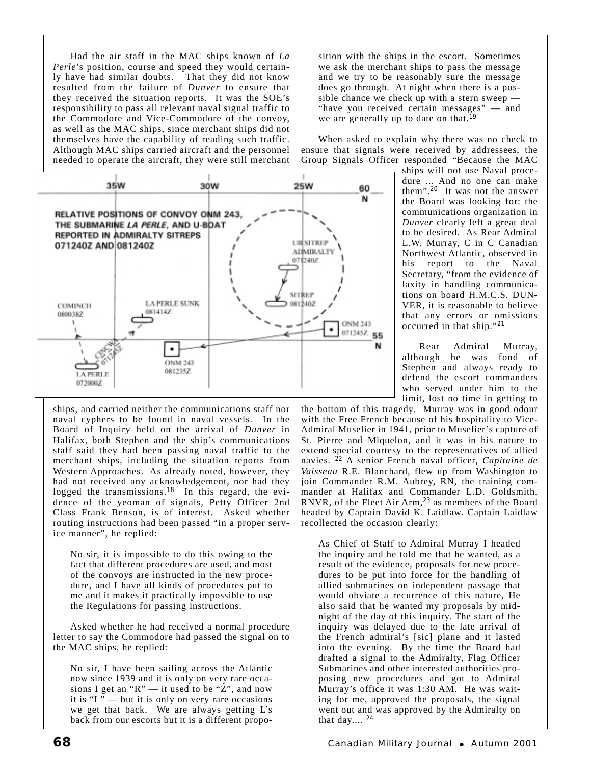Had the air staff in the MAC ships known of *La Perle*'s position, course and speed they would certainly have had similar doubts. That they did not know resulted from the failure of *Dunver* to ensure that they received the situation reports. It was the SOE's responsibility to pass all relevant naval signal traffic to the Commodore and Vice-Commodore of the convoy, as well as the MAC ships, since merchant ships did not themselves have the capability of reading such traffic. Although MAC ships carried aircraft and the personnel needed to operate the aircraft, they were still merchant ships, and carried neither the communications staff nor naval cyphers to be found in naval vessels. In the Board of Inquiry held on the arrival of *Dunver* in Halifax, both Stephen and the ship's communications staff said they had been passing naval traffic to the merchant ships, including the situation reports from Western Approaches. As already noted, however, they had not received any acknowledgement, nor had they logged the transmissions.[18] In this regard, the evidence of the yeoman of signals, Petty Officer 2nd Class Frank Benson, is of interest. Asked whether routing instructions had been passed "in a proper service manner", he replied:

> No sir, it is impossible to do this owing to the fact that different procedures are used, and most of the convoys are instructed in the new procedure, and I have all kinds of procedures put to me and it makes it practically impossible to use the Regulations for passing instructions.

Asked whether he had received a normal procedure letter to say the Commodore had passed the signal on to the MAC ships, he replied:

> No sir, I have been sailing across the Atlantic now since 1939 and it is only on very rare occasions I get an "R" — it used to be "Z", and now it is "L" — but it is only on very rare occasions we get that back. We are always getting L's back from our escorts but it is a different proposition with the ships in the escort. Sometimes we ask the merchant ships to pass the message and we try to be reasonably sure the message does go through. At night when there is a possible chance we check up with a stern sweep — "have you received certain messages" — and we are generally up to date on that.[19]

When asked to explain why there was no check to ensure that signals were received by addressees, the Group Signals Officer responded "Because the MAC ships will not use Naval procedure ... And no one can make them".[20] It was not the answer the Board was looking for: the communications organization in *Dunver* clearly left a great deal to be desired. As Rear Admiral L.W. Murray, C in C Canadian Northwest Atlantic, observed in his report to the Naval Secretary, "from the evidence of laxity in handling communications on board H.M.C.S. DUNVER, it is reasonable to believe that any errors or omissions occurred in that ship."[21]

RELATIVE POSITIONS OF CONVOY ONM 243, THE SUBMARINE *LA PERLE*, AND U-BOAT REPORTED IN ADMIRALTY SITREPS 071240Z AND 081240Z

Rear Admiral Murray, although he was fond of Stephen and always ready to defend the escort commanders who served under him to the limit, lost no time in getting to the bottom of this tragedy. Murray was in good odour with the Free French because of his hospitality to Vice-Admiral Muselier in 1941, prior to Muselier's capture of St. Pierre and Miquelon, and it was in his nature to extend special courtesy to the representatives of allied navies.[22] A senior French naval officer, *Capitaine de Vaisseau* R.E. Blanchard, flew up from Washington to join Commander R.M. Aubrey, RN, the training commander at Halifax and Commander L.D. Goldsmith, RNVR, of the Fleet Air Arm,[23] as members of the Board headed by Captain David K. Laidlaw. Captain Laidlaw recollected the occasion clearly:

> As Chief of Staff to Admiral Murray I headed the inquiry and he told me that he wanted, as a result of the evidence, proposals for new procedures to be put into force for the handling of allied submarines on independent passage that would obviate a recurrence of this nature, He also said that he wanted my proposals by midnight of the day of this inquiry. The start of the inquiry was delayed due to the late arrival of the French admiral's [sic] plane and it lasted into the evening. By the time the Board had drafted a signal to the Admiralty, Flag Officer Submarines and other interested authorities proposing new procedures and got to Admiral Murray's office it was 1:30 AM. He was waiting for me, approved the proposals, the signal went out and was approved by the Admiralty on that day.... [24]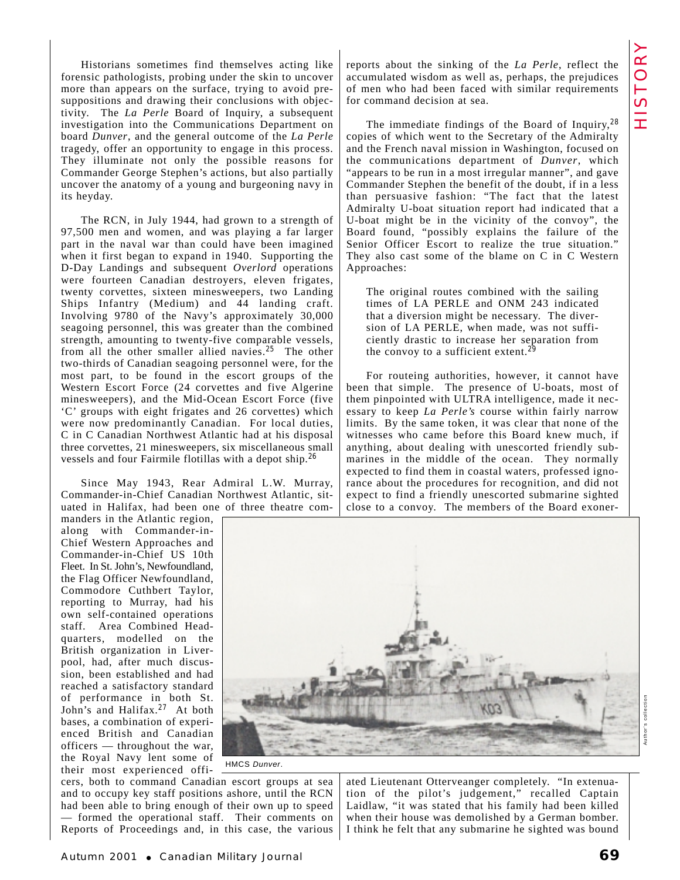Historians sometimes find themselves acting like forensic pathologists, probing under the skin to uncover more than appears on the surface, trying to avoid presuppositions and drawing their conclusions with objectivity. The *La Perle* Board of Inquiry, a subsequent investigation into the Communications Department on board *Dunver*, and the general outcome of the *La Perle* tragedy, offer an opportunity to engage in this process. They illuminate not only the possible reasons for Commander George Stephen's actions, but also partially uncover the anatomy of a young and burgeoning navy in its heyday.

The RCN, in July 1944, had grown to a strength of 97,500 men and women, and was playing a far larger part in the naval war than could have been imagined when it first began to expand in 1940. Supporting the D-Day Landings and subsequent *Overlord* operations were fourteen Canadian destroyers, eleven frigates, twenty corvettes, sixteen minesweepers, two Landing Ships Infantry (Medium) and 44 landing craft. Involving 9780 of the Navy's approximately 30,000 seagoing personnel, this was greater than the combined strength, amounting to twenty-five comparable vessels, from all the other smaller allied navies.[25] The other two-thirds of Canadian seagoing personnel were, for the most part, to be found in the escort groups of the Western Escort Force (24 corvettes and five Algerine minesweepers), and the Mid-Ocean Escort Force (five 'C' groups with eight frigates and 26 corvettes) which were now predominantly Canadian. For local duties, C in C Canadian Northwest Atlantic had at his disposal three corvettes, 21 minesweepers, six miscellaneous small vessels and four Fairmile flotillas with a depot ship.[26]

Since May 1943, Rear Admiral L.W. Murray, Commander-in-Chief Canadian Northwest Atlantic, situated in Halifax, had been one of three theatre commanders in the Atlantic region, along with Commander-in-Chief Western Approaches and Commander-in-Chief US 10th Fleet. In St. John's, Newfoundland, the Flag Officer Newfoundland, Commodore Cuthbert Taylor, reporting to Murray, had his own self-contained operations staff. Area Combined Headquarters, modelled on the British organization in Liverpool, had, after much discussion, been established and had reached a satisfactory standard of performance in both St. John's and Halifax.[27] At both bases, a combination of experienced British and Canadian officers — throughout the war, the Royal Navy lent some of their most experienced officers, both to command Canadian escort groups at sea and to occupy key staff positions ashore, until the RCN had been able to bring enough of their own up to speed — formed the operational staff. Their comments on Reports of Proceedings and, in this case, the various reports about the sinking of the *La Perle*, reflect the accumulated wisdom as well as, perhaps, the prejudices of men who had been faced with similar requirements for command decision at sea.

The immediate findings of the Board of Inquiry,[28] copies of which went to the Secretary of the Admiralty and the French naval mission in Washington, focused on the communications department of *Dunver*, which "appears to be run in a most irregular manner", and gave Commander Stephen the benefit of the doubt, if in a less than persuasive fashion: "The fact that the latest Admiralty U-boat situation report had indicated that a U-boat might be in the vicinity of the convoy", the Board found, "possibly explains the failure of the Senior Officer Escort to realize the true situation." They also cast some of the blame on C in C Western Approaches:

> The original routes combined with the sailing times of LA PERLE and ONM 243 indicated that a diversion might be necessary. The diversion of LA PERLE, when made, was not sufficiently drastic to increase her separation from the convoy to a sufficient extent.[29]

For routeing authorities, however, it cannot have been that simple. The presence of U-boats, most of them pinpointed with ULTRA intelligence, made it necessary to keep *La Perle's* course within fairly narrow limits. By the same token, it was clear that none of the witnesses who came before this Board knew much, if anything, about dealing with unescorted friendly submarines in the middle of the ocean. They normally expected to find them in coastal waters, professed ignorance about the procedures for recognition, and did not expect to find a friendly unescorted submarine sighted close to a convoy. The members of the Board exonerated Lieutenant Otterveanger completely. "In extenuation of the pilot's judgement," recalled Captain Laidlaw, "it was stated that his family had been killed when their house was demolished by a German bomber. I think he felt that any submarine he sighted was bound

HMCS *Dunver*.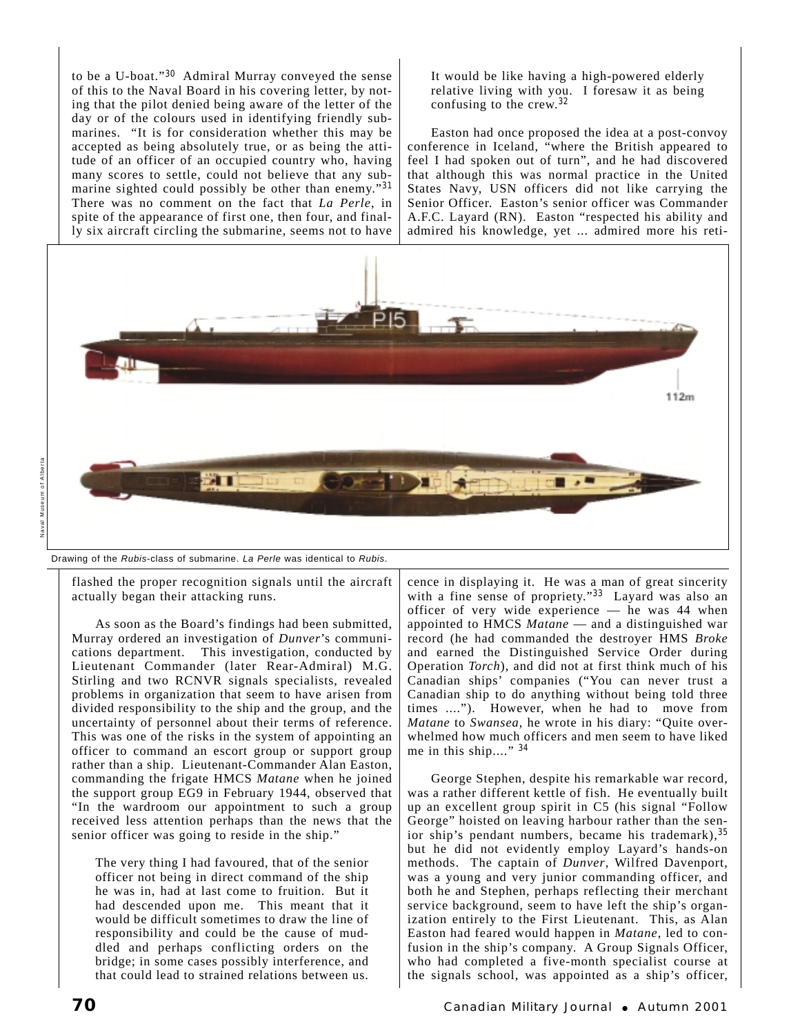to be a U-boat."[30] Admiral Murray conveyed the sense of this to the Naval Board in his covering letter, by noting that the pilot denied being aware of the letter of the day or of the colours used in identifying friendly submarines. "It is for consideration whether this may be accepted as being absolutely true, or as being the attitude of an officer of an occupied country who, having many scores to settle, could not believe that any submarine sighted could possibly be other than enemy."[31] There was no comment on the fact that *La Perle*, in spite of the appearance of first one, then four, and finally six aircraft circling the submarine, seems not to have flashed the proper recognition signals until the aircraft actually began their attacking runs.

Drawing of the *Rubis*-class of submarine. *La Perle* was identical to *Rubis*.

As soon as the Board's findings had been submitted, Murray ordered an investigation of *Dunver*'s communications department. This investigation, conducted by Lieutenant Commander (later Rear-Admiral) M.G. Stirling and two RCNVR signals specialists, revealed problems in organization that seem to have arisen from divided responsibility to the ship and the group, and the uncertainty of personnel about their terms of reference. This was one of the risks in the system of appointing an officer to command an escort group or support group rather than a ship. Lieutenant-Commander Alan Easton, commanding the frigate HMCS *Matane* when he joined the support group EG9 in February 1944, observed that "In the wardroom our appointment to such a group received less attention perhaps than the news that the senior officer was going to reside in the ship."

> The very thing I had favoured, that of the senior officer not being in direct command of the ship he was in, had at last come to fruition. But it had descended upon me. This meant that it would be difficult sometimes to draw the line of responsibility and could be the cause of muddled and perhaps conflicting orders on the bridge; in some cases possibly interference, and that could lead to strained relations between us. It would be like having a high-powered elderly relative living with you. I foresaw it as being confusing to the crew.[32]

Easton had once proposed the idea at a post-convoy conference in Iceland, "where the British appeared to feel I had spoken out of turn", and he had discovered that although this was normal practice in the United States Navy, USN officers did not like carrying the Senior Officer. Easton's senior officer was Commander A.F.C. Layard (RN). Easton "respected his ability and admired his knowledge, yet ... admired more his reticence in displaying it. He was a man of great sincerity with a fine sense of propriety."[33] Layard was also an officer of very wide experience — he was 44 when appointed to HMCS *Matane* — and a distinguished war record (he had commanded the destroyer HMS *Broke* and earned the Distinguished Service Order during Operation *Torch*), and did not at first think much of his Canadian ships' companies ("You can never trust a Canadian ship to do anything without being told three times ...."). However, when he had to move from *Matane* to *Swansea*, he wrote in his diary: "Quite overwhelmed how much officers and men seem to have liked me in this ship...." [34]

George Stephen, despite his remarkable war record, was a rather different kettle of fish. He eventually built up an excellent group spirit in C5 (his signal "Follow George" hoisted on leaving harbour rather than the senior ship's pendant numbers, became his trademark),[35] but he did not evidently employ Layard's hands-on methods. The captain of *Dunver*, Wilfred Davenport, was a young and very junior commanding officer, and both he and Stephen, perhaps reflecting their merchant service background, seem to have left the ship's organization entirely to the First Lieutenant. This, as Alan Easton had feared would happen in *Matane*, led to confusion in the ship's company. A Group Signals Officer, who had completed a five-month specialist course at the signals school, was appointed as a ship's officer,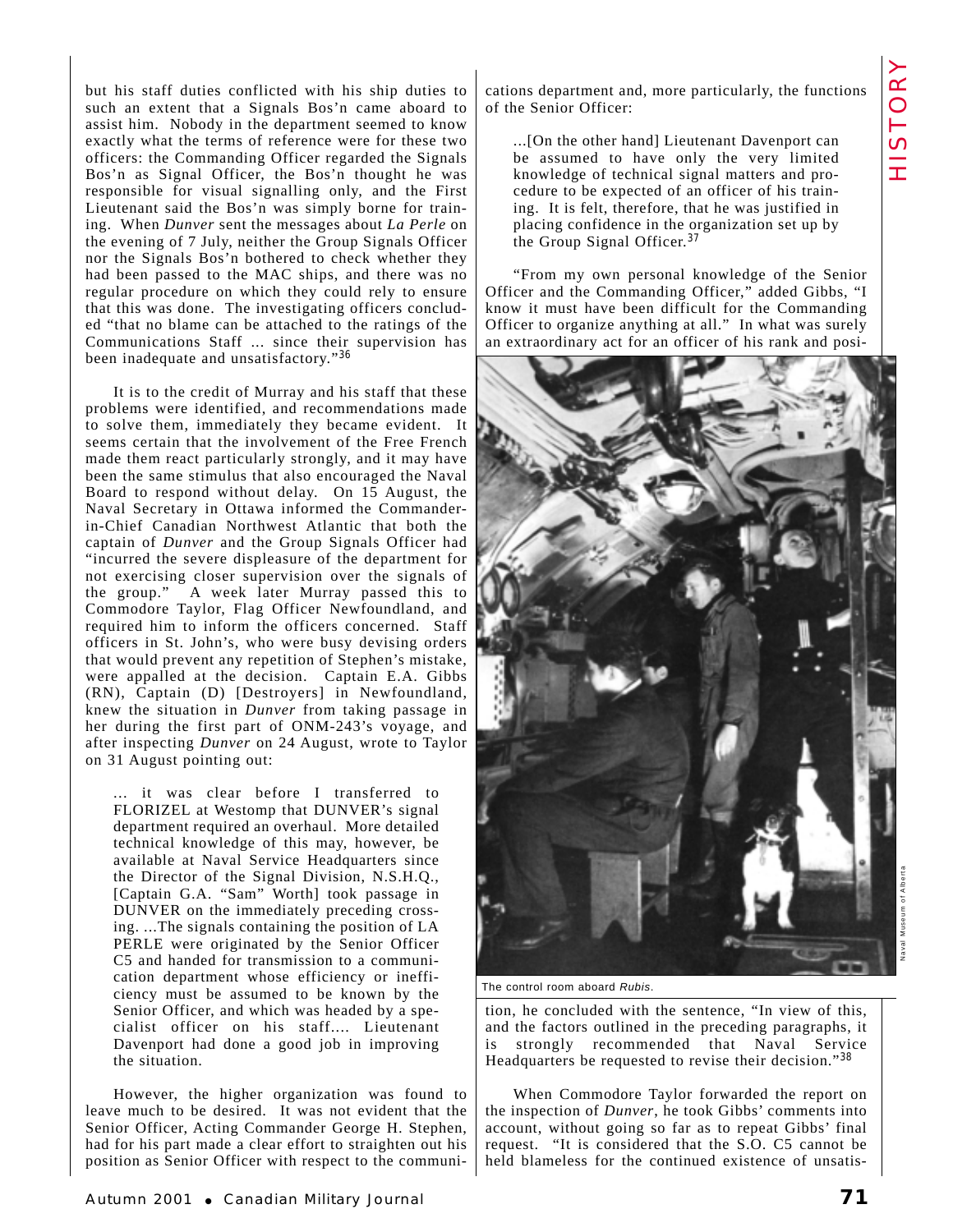but his staff duties conflicted with his ship duties to such an extent that a Signals Bos'n came aboard to assist him. Nobody in the department seemed to know exactly what the terms of reference were for these two officers: the Commanding Officer regarded the Signals Bos'n as Signal Officer, the Bos'n thought he was responsible for visual signalling only, and the First Lieutenant said the Bos'n was simply borne for training. When *Dunver* sent the messages about *La Perle* on the evening of 7 July, neither the Group Signals Officer nor the Signals Bos'n bothered to check whether they had been passed to the MAC ships, and there was no regular procedure on which they could rely to ensure that this was done. The investigating officers concluded "that no blame can be attached to the ratings of the Communications Staff ... since their supervision has been inadequate and unsatisfactory."[36]

It is to the credit of Murray and his staff that these problems were identified, and recommendations made to solve them, immediately they became evident. It seems certain that the involvement of the Free French made them react particularly strongly, and it may have been the same stimulus that also encouraged the Naval Board to respond without delay. On 15 August, the Naval Secretary in Ottawa informed the Commander-in-Chief Canadian Northwest Atlantic that both the captain of *Dunver* and the Group Signals Officer had "incurred the severe displeasure of the department for not exercising closer supervision over the signals of the group." A week later Murray passed this to Commodore Taylor, Flag Officer Newfoundland, and required him to inform the officers concerned. Staff officers in St. John's, who were busy devising orders that would prevent any repetition of Stephen's mistake, were appalled at the decision. Captain E.A. Gibbs (RN), Captain (D) [Destroyers] in Newfoundland, knew the situation in *Dunver* from taking passage in her during the first part of ONM-243's voyage, and after inspecting *Dunver* on 24 August, wrote to Taylor on 31 August pointing out:

> ... it was clear before I transferred to FLORIZEL at Westomp that DUNVER's signal department required an overhaul. More detailed technical knowledge of this may, however, be available at Naval Service Headquarters since the Director of the Signal Division, N.S.H.Q., [Captain G.A. "Sam" Worth] took passage in DUNVER on the immediately preceding crossing. ...The signals containing the position of LA PERLE were originated by the Senior Officer C5 and handed for transmission to a communication department whose efficiency or inefficiency must be assumed to be known by the Senior Officer, and which was headed by a specialist officer on his staff.... Lieutenant Davenport had done a good job in improving the situation.

However, the higher organization was found to leave much to be desired. It was not evident that the Senior Officer, Acting Commander George H. Stephen, had for his part made a clear effort to straighten out his position as Senior Officer with respect to the communications department and, more particularly, the functions of the Senior Officer:

> ...[On the other hand] Lieutenant Davenport can be assumed to have only the very limited knowledge of technical signal matters and procedure to be expected of an officer of his training. It is felt, therefore, that he was justified in placing confidence in the organization set up by the Group Signal Officer.[37]

"From my own personal knowledge of the Senior Officer and the Commanding Officer," added Gibbs, "I know it must have been difficult for the Commanding Officer to organize anything at all." In what was surely an extraordinary act for an officer of his rank and position, he concluded with the sentence, "In view of this, and the factors outlined in the preceding paragraphs, it is strongly recommended that Naval Service Headquarters be requested to revise their decision."[38]

The control room aboard *Rubis*.

When Commodore Taylor forwarded the report on the inspection of *Dunver*, he took Gibbs' comments into account, without going so far as to repeat Gibbs' final request. "It is considered that the S.O. C5 cannot be held blameless for the continued existence of unsatis-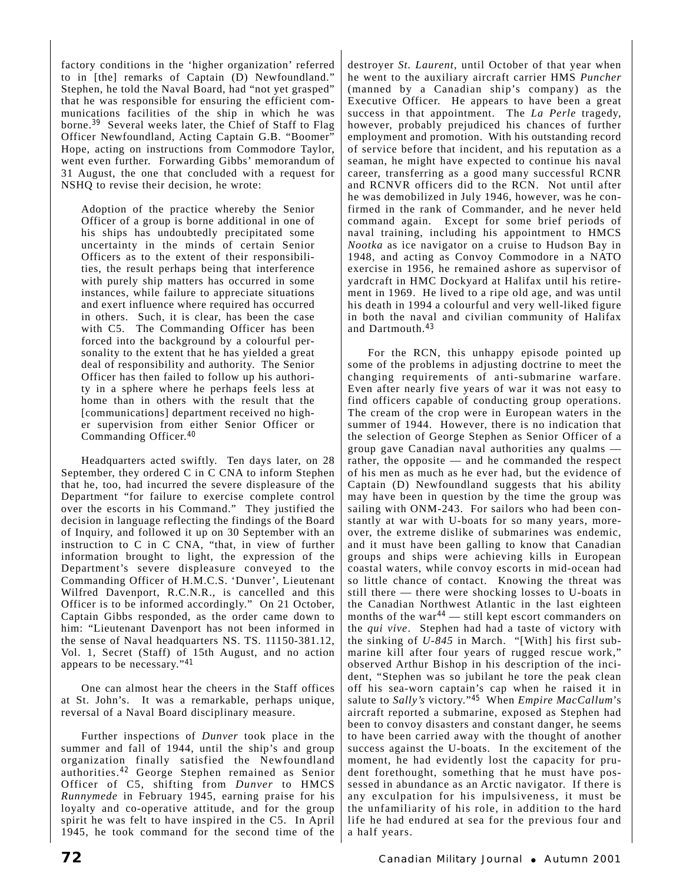factory conditions in the 'higher organization' referred to in [the] remarks of Captain (D) Newfoundland." Stephen, he told the Naval Board, had "not yet grasped" that he was responsible for ensuring the efficient communications facilities of the ship in which he was borne.[39] Several weeks later, the Chief of Staff to Flag Officer Newfoundland, Acting Captain G.B. "Boomer" Hope, acting on instructions from Commodore Taylor, went even further. Forwarding Gibbs' memorandum of 31 August, the one that concluded with a request for NSHQ to revise their decision, he wrote:

> Adoption of the practice whereby the Senior Officer of a group is borne additional in one of his ships has undoubtedly precipitated some uncertainty in the minds of certain Senior Officers as to the extent of their responsibilities, the result perhaps being that interference with purely ship matters has occurred in some instances, while failure to appreciate situations and exert influence where required has occurred in others. Such, it is clear, has been the case with C5. The Commanding Officer has been forced into the background by a colourful personality to the extent that he has yielded a great deal of responsibility and authority. The Senior Officer has then failed to follow up his authority in a sphere where he perhaps feels less at home than in others with the result that the [communications] department received no higher supervision from either Senior Officer or Commanding Officer.[40]

Headquarters acted swiftly. Ten days later, on 28 September, they ordered C in C CNA to inform Stephen that he, too, had incurred the severe displeasure of the Department "for failure to exercise complete control over the escorts in his Command." They justified the decision in language reflecting the findings of the Board of Inquiry, and followed it up on 30 September with an instruction to C in C CNA, "that, in view of further information brought to light, the expression of the Department's severe displeasure conveyed to the Commanding Officer of H.M.C.S. 'Dunver', Lieutenant Wilfred Davenport, R.C.N.R., is cancelled and this Officer is to be informed accordingly." On 21 October, Captain Gibbs responded, as the order came down to him: "Lieutenant Davenport has not been informed in the sense of Naval headquarters NS. TS. 11150-381.12, Vol. 1, Secret (Staff) of 15th August, and no action appears to be necessary."[41]

One can almost hear the cheers in the Staff offices at St. John's. It was a remarkable, perhaps unique, reversal of a Naval Board disciplinary measure.

Further inspections of *Dunver* took place in the summer and fall of 1944, until the ship's and group organization finally satisfied the Newfoundland authorities.[42] George Stephen remained as Senior Officer of C5, shifting from *Dunver* to HMCS *Runnymede* in February 1945, earning praise for his loyalty and co-operative attitude, and for the group spirit he was felt to have inspired in the C5. In April 1945, he took command for the second time of the destroyer *St. Laurent*, until October of that year when he went to the auxiliary aircraft carrier HMS *Puncher* (manned by a Canadian ship's company) as the Executive Officer. He appears to have been a great success in that appointment. The *La Perle* tragedy, however, probably prejudiced his chances of further employment and promotion. With his outstanding record of service before that incident, and his reputation as a seaman, he might have expected to continue his naval career, transferring as a good many successful RCNR and RCNVR officers did to the RCN. Not until after he was demobilized in July 1946, however, was he confirmed in the rank of Commander, and he never held command again. Except for some brief periods of naval training, including his appointment to HMCS *Nootka* as ice navigator on a cruise to Hudson Bay in 1948, and acting as Convoy Commodore in a NATO exercise in 1956, he remained ashore as supervisor of yardcraft in HMC Dockyard at Halifax until his retirement in 1969. He lived to a ripe old age, and was until his death in 1994 a colourful and very well-liked figure in both the naval and civilian community of Halifax and Dartmouth.[43]

For the RCN, this unhappy episode pointed up some of the problems in adjusting doctrine to meet the changing requirements of anti-submarine warfare. Even after nearly five years of war it was not easy to find officers capable of conducting group operations. The cream of the crop were in European waters in the summer of 1944. However, there is no indication that the selection of George Stephen as Senior Officer of a group gave Canadian naval authorities any qualms — rather, the opposite — and he commanded the respect of his men as much as he ever had, but the evidence of Captain (D) Newfoundland suggests that his ability may have been in question by the time the group was sailing with ONM-243. For sailors who had been constantly at war with U-boats for so many years, moreover, the extreme dislike of submarines was endemic, and it must have been galling to know that Canadian groups and ships were achieving kills in European coastal waters, while convoy escorts in mid-ocean had so little chance of contact. Knowing the threat was still there — there were shocking losses to U-boats in the Canadian Northwest Atlantic in the last eighteen months of the war[44] — still kept escort commanders on the *qui vive*. Stephen had had a taste of victory with the sinking of *U-845* in March. "[With] his first submarine kill after four years of rugged rescue work," observed Arthur Bishop in his description of the incident, "Stephen was so jubilant he tore the peak clean off his sea-worn captain's cap when he raised it in salute to *Sally's* victory."[45] When *Empire MacCallum*'s aircraft reported a submarine, exposed as Stephen had been to convoy disasters and constant danger, he seems to have been carried away with the thought of another success against the U-boats. In the excitement of the moment, he had evidently lost the capacity for prudent forethought, something that he must have possessed in abundance as an Arctic navigator. If there is any exculpation for his impulsiveness, it must be the unfamiliarity of his role, in addition to the hard life he had endured at sea for the previous four and a half years.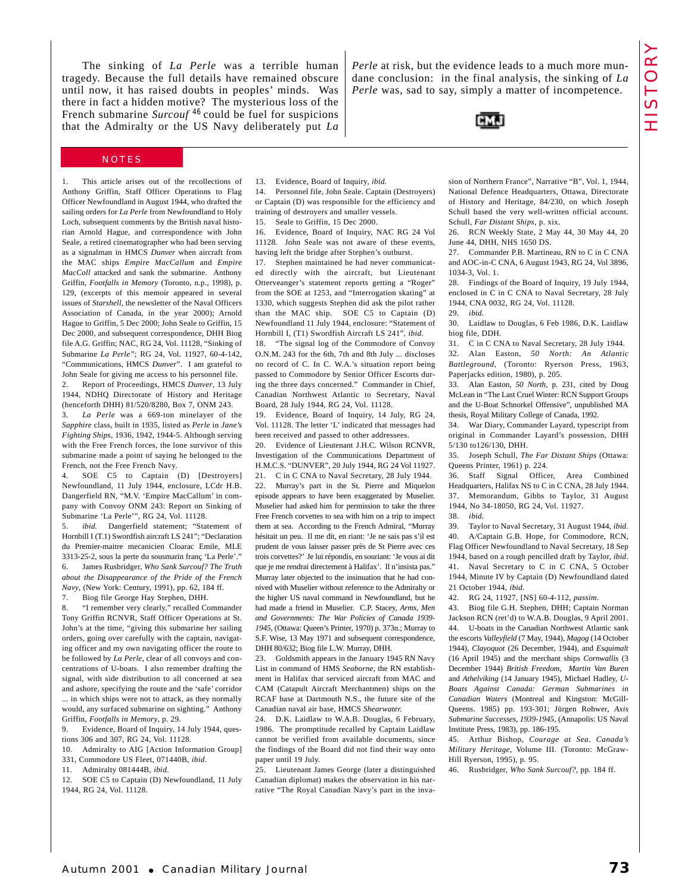The sinking of *La Perle* was a terrible human tragedy. Because the full details have remained obscure until now, it has raised doubts in peoples' minds. Was there in fact a hidden motive? The mysterious loss of the French submarine *Surcouf*[46] could be fuel for suspicions that the Admiralty or the US Navy deliberately put *La Perle* at risk, but the evidence leads to a much more mundane conclusion: in the final analysis, the sinking of *La Perle* was, sad to say, simply a matter of incompetence.

## NOTES

1. This article arises out of the recollections of Anthony Griffin, Staff Officer Operations to Flag Officer Newfoundland in August 1944, who drafted the sailing orders for *La Perle* from Newfoundland to Holy Loch, subsequent comments by the British naval historian Arnold Hague, and correspondence with John Seale, a retired cinematographer who had been serving as a signalman in HMCS *Dunver* when aircraft from the MAC ships *Empire MacCallum* and *Empire MacColl* attacked and sank the submarine. Anthony Griffin, *Footfalls in Memory* (Toronto, n.p., 1998), p. 129, (excerpts of this memoir appeared in several issues of *Starshell*, the newsletter of the Naval Officers Association of Canada, in the year 2000); Arnold Hague to Griffin, 5 Dec 2000; John Seale to Griffin, 15 Dec 2000, and subsequent correspondence, DHH Biog file A.G. Griffin; NAC, RG 24, Vol. 11128, "Sinking of Submarine *La Perle*"; RG 24, Vol. 11927, 60-4-142, "Communications, HMCS *Dunver*". I am grateful to John Seale for giving me access to his personnel file.
2. Report of Proceedings, HMCS *Dunver*, 13 July 1944, NDHQ Directorate of History and Heritage (henceforth DHH) 81/520/8280, Box 7, ONM 243.
3. *La Perle* was a 669-ton minelayer of the *Sapphire* class, built in 1935, listed as *Perle* in *Jane's Fighting Ships*, 1936, 1942, 1944-5. Although serving with the Free French forces, the lone survivor of this submarine made a point of saying he belonged to the French, not the Free French Navy.
4. SOE C5 to Captain (D) [Destroyers] Newfoundland, 11 July 1944, enclosure, LCdr H.B. Dangerfield RN, "M.V. 'Empire MacCallum' in company with Convoy ONM 243: Report on Sinking of Submarine 'La Perle'", RG 24, Vol. 11128.
5. *ibid.* Dangerfield statement; "Statement of Hornbill I (T.1) Swordfish aircraft LS 241"; "Declaration du Premier-maitre mecanicien Cloarac Emile, MLE 3313-25-2, sous la perte du sousmarin franç 'La Perle'."
6. James Rusbridger, *Who Sank Surcouf? The Truth about the Disappearance of the Pride of the French Navy*, (New York: Century, 1991), pp. 62, 184 ff.
7. Biog file George Hay Stephen, DHH.
8. "I remember very clearly," recalled Commander Tony Griffin RCNVR, Staff Officer Operations at St. John's at the time, "giving this submarine her sailing orders, going over carefully with the captain, navigating officer and my own navigating officer the route to be followed by *La Perle*, clear of all convoys and concentrations of U-boats. I also remember drafting the signal, with side distribution to all concerned at sea and ashore, specifying the route and the 'safe' corridor ... in which ships were not to attack, as they normally would, any surfaced submarine on sighting." Anthony Griffin, *Footfalls in Memory*, p. 29.
9. Evidence, Board of Inquiry, 14 July 1944, questions 306 and 307, RG 24, Vol. 11128.
10. Admiralty to AIG [Action Information Group] 331, Commodore US Fleet, 071440B, *ibid*.
11. Admiralty 081444B, *ibid*.
12. SOE C5 to Captain (D) Newfoundland, 11 July 1944, RG 24, Vol. 11128.
13. Evidence, Board of Inquiry, *ibid.*
14. Personnel file, John Seale. Captain (Destroyers) or Captain (D) was responsible for the efficiency and training of destroyers and smaller vessels.
15. Seale to Griffin, 15 Dec 2000.
16. Evidence, Board of Inquiry, NAC RG 24 Vol 11128. John Seale was not aware of these events, having left the bridge after Stephen's outburst.
17. Stephen maintained he had never communicated directly with the aircraft, but Lieutenant Otterveanger's statement reports getting a "Roger" from the SOE at 1253, and "Interrogation skating" at 1330, which suggests Stephen did ask the pilot rather than the MAC ship. SOE C5 to Captain (D) Newfoundland 11 July 1944, enclosure: "Statement of Hornbill I, (T1) Swordfish Aircraft LS 241", *ibid*.
18. "The signal log of the Commodore of Convoy O.N.M. 243 for the 6th, 7th and 8th July ... discloses no record of C. In C. W.A.'s situation report being passed to Commodore by Senior Officer Escorts during the three days concerned." Commander in Chief, Canadian Northwest Atlantic to Secretary, Naval Board, 28 July 1944, RG 24, Vol. 11128.
19. Evidence, Board of Inquiry, 14 July, RG 24, Vol. 11128. The letter 'L' indicated that messages had been received and passed to other addressees.
20. Evidence of Lieutenant J.H.C. Wilson RCNVR, Investigation of the Communications Department of H.M.C.S. "DUNVER", 20 July 1944, RG 24 Vol 11927.
21. C in C CNA to Naval Secretary, 28 July 1944.
22. Murray's part in the St. Pierre and Miquelon episode appears to have been exaggerated by Muselier. Muselier had asked him for permission to take the three Free French corvettes to sea with him on a trip to inspect them at sea. According to the French Admiral, "Murray hésitait un peu. Il me dit, en riant: 'Je ne sais pas s'il est prudent de vous laisser passer près de St Pierre avec ces trois corvettes?' Je lui répondis, en souriant: 'Je vous ai dit que je me rendrai directement à Halifax'. Il n'insista pas." Murray later objected to the insinuation that he had connived with Muselier without reference to the Admiralty or the higher US naval command in Newfoundland, but he had made a friend in Muselier. C.P. Stacey, *Arms, Men and Governments: The War Policies of Canada 1939-1945*, (Ottawa: Queen's Printer, 1970) p. 373n.; Murray to S.F. Wise, 13 May 1971 and subsequent correspondence, DHH 80/632; Biog file L.W. Murray, DHH.
23. Goldsmith appears in the January 1945 RN Navy List in command of HMS *Seaborne*, the RN establishment in Halifax that serviced aircraft from MAC and CAM (Catapult Aircraft Merchantmen) ships on the RCAF base at Dartmouth N.S., the future site of the Canadian naval air base, HMCS *Shearwater.*
24. D.K. Laidlaw to W.A.B. Douglas, 6 February, 1986. The promptitude recalled by Captain Laidlaw cannot be verified from available documents, since the findings of the Board did not find their way onto paper until 19 July.
25. Lieutenant James George (later a distinguished Canadian diplomat) makes the observation in his narrative "The Royal Canadian Navy's part in the invasion of Northern France", Narrative "B", Vol. 1, 1944, National Defence Headquarters, Ottawa, Directorate of History and Heritage, 84/230, on which Joseph Schull based the very well-written official account. Schull, *Far Distant Ships*, p. xix.
26. RCN Weekly State, 2 May 44, 30 May 44, 20 June 44, DHH, NHS 1650 DS.
27. Commander P.B. Martineau, RN to C in C CNA and AOC-in-C CNA, 6 August 1943, RG 24, Vol 3896, 1034-3, Vol. 1.
28. Findings of the Board of Inquiry, 19 July 1944, enclosed in C in C CNA to Naval Secretary, 28 July 1944, CNA 0032, RG 24, Vol. 11128.
29. *ibid.*
30. Laidlaw to Douglas, 6 Feb 1986, D.K. Laidlaw biog file, DDH.
31. C in C CNA to Naval Secretary, 28 July 1944.
32. Alan Easton, *50 North: An Atlantic Battleground*, (Toronto: Ryerson Press, 1963, Paperjacks edition, 1980), p. 205.
33. Alan Easton, *50 North*, p. 231, cited by Doug McLean in "The Last Cruel Winter: RCN Support Groups and the U-Boat Schnorkel Offensive", unpublished MA thesis, Royal Military College of Canada, 1992.
34. War Diary, Commander Layard, typescript from original in Commander Layard's possession, DHH 5/130 to126/130, DHH.
35. Joseph Schull, *The Far Distant Ships* (Ottawa: Queens Printer, 1961) p. 224.
36. Staff Signal Officer, Area Combined Headquarters, Halifax NS to C in C CNA, 28 July 1944.
37. Memorandum, Gibbs to Taylor, 31 August 1944, No 34-18050, RG 24, Vol. 11927.
38. *ibid.*
39. Taylor to Naval Secretary, 31 August 1944, *ibid*.
40. A/Captain G.B. Hope, for Commodore, RCN, Flag Officer Newfoundland to Naval Secretary, 18 Sep 1944, based on a rough pencilled draft by Taylor, *ibid*.
41. Naval Secretary to C in C CNA, 5 October 1944, Minute IV by Captain (D) Newfoundland dated 21 October 1944, *ibid*.
42. RG 24, 11927, [NS] 60-4-112, *passim*.
43. Biog file G.H. Stephen, DHH; Captain Norman Jackson RCN (ret'd) to W.A.B. Douglas, 9 April 2001.
44. U-boats in the Canadian Northwest Atlantic sank the escorts *Valleyfield* (7 May, 1944), *Magog* (14 October 1944), *Clayoquot* (26 December, 1944), and *Esquimalt* (16 April 1945) and the merchant ships *Cornwallis* (3 December 1944) *British Freedom*, *Martin Van Buren* and *Athelviking* (14 January 1945), Michael Hadley, *U-Boats Against Canada: German Submarines in Canadian Waters* (Montreal and Kingston: McGill-Queens. 1985) pp. 193-301; Jürgen Rohwer, *Axis Submarine Successes, 1939-1945*, (Annapolis: US Naval Institute Press, 1983), pp. 186-195.
45. Arthur Bishop, *Courage at Sea. Canada's Military Heritage*, Volume III. (Toronto: McGraw-Hill Ryerson, 1995), p. 95.
46. Rusbridger, *Who Sank Surcouf?*, pp. 184 ff.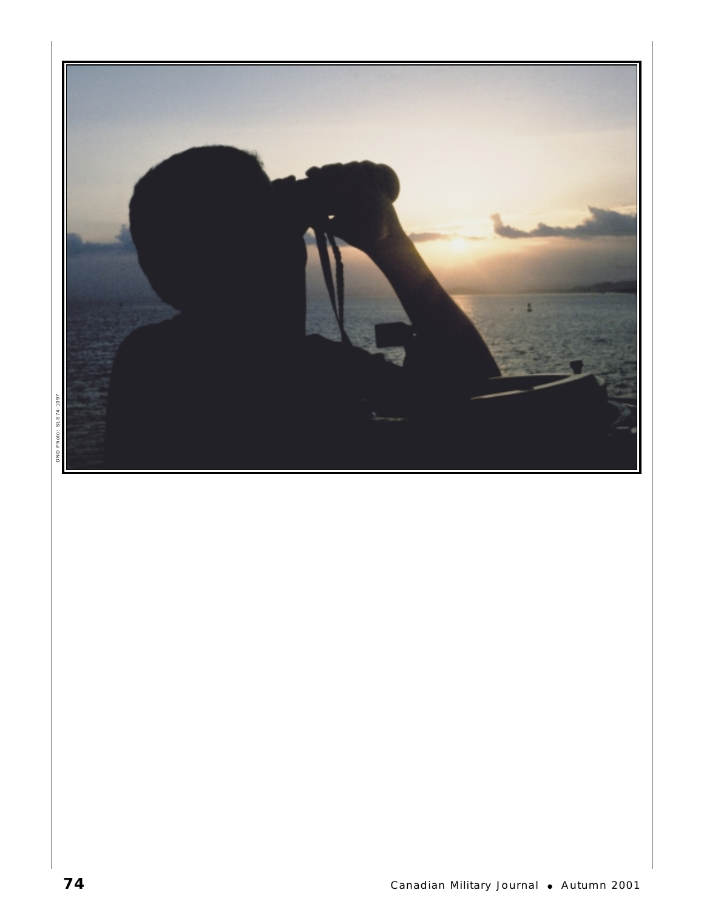DND Photo: SLS74-1097